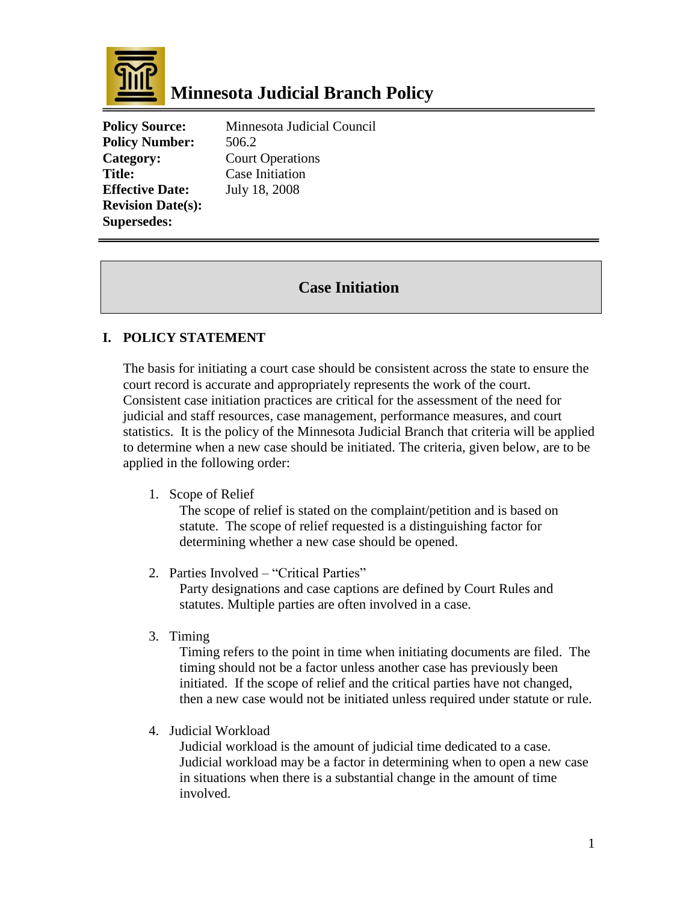# Minnesota Judicial Branch Policy

**Policy Source:** Minnesota Judicial Council
**Policy Number:** 506.2
**Category:** Court Operations
**Title:** Case Initiation
**Effective Date:** July 18, 2008
**Revision Date(s):**
**Supersedes:**

## Case Initiation

### I. POLICY STATEMENT

The basis for initiating a court case should be consistent across the state to ensure the court record is accurate and appropriately represents the work of the court. Consistent case initiation practices are critical for the assessment of the need for judicial and staff resources, case management, performance measures, and court statistics. It is the policy of the Minnesota Judicial Branch that criteria will be applied to determine when a new case should be initiated. The criteria, given below, are to be applied in the following order:

1. Scope of Relief
   The scope of relief is stated on the complaint/petition and is based on statute. The scope of relief requested is a distinguishing factor for determining whether a new case should be opened.

2. Parties Involved – "Critical Parties"
   Party designations and case captions are defined by Court Rules and statutes. Multiple parties are often involved in a case.

3. Timing
   Timing refers to the point in time when initiating documents are filed. The timing should not be a factor unless another case has previously been initiated. If the scope of relief and the critical parties have not changed, then a new case would not be initiated unless required under statute or rule.

4. Judicial Workload
   Judicial workload is the amount of judicial time dedicated to a case. Judicial workload may be a factor in determining when to open a new case in situations when there is a substantial change in the amount of time involved.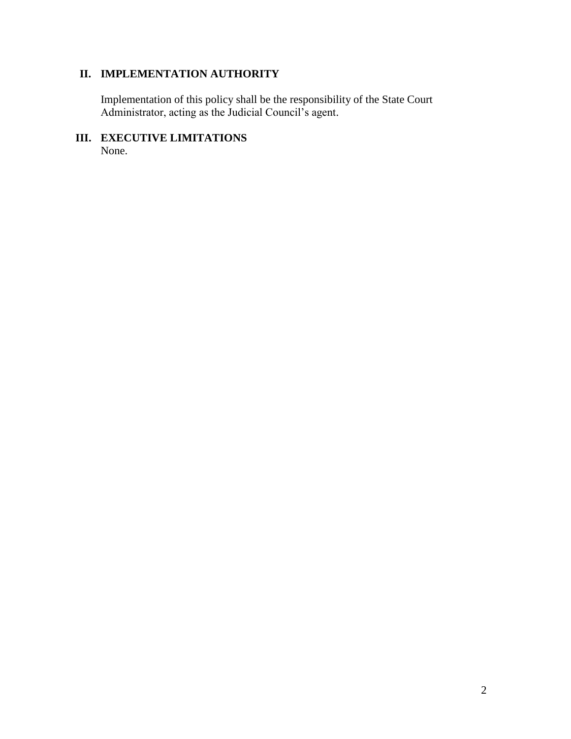## II. IMPLEMENTATION AUTHORITY

Implementation of this policy shall be the responsibility of the State Court Administrator, acting as the Judicial Council's agent.

## III. EXECUTIVE LIMITATIONS

None.